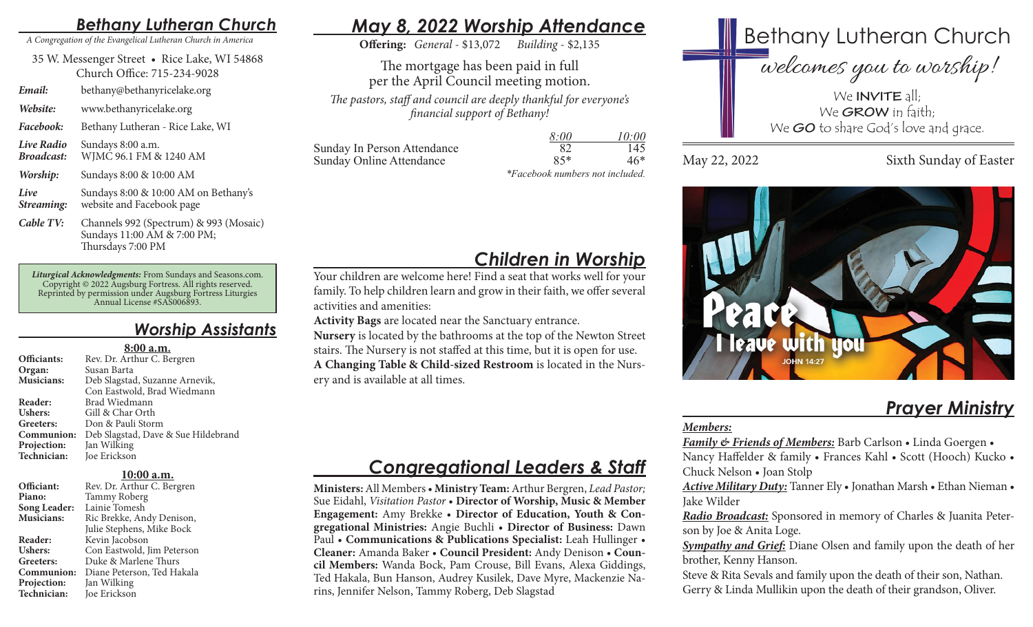# Bethany Lutheran Church

*A Congregation of the Evangelical Lutheran Church in America*

35 W. Messenger Street • Rice Lake, WI 54868
Church Office: 715-234-9028

| | |
|---|---|
| ***Email:*** | bethany@bethanyricelake.org |
| ***Website:*** | www.bethanyricelake.org |
| ***Facebook:*** | Bethany Lutheran - Rice Lake, WI |
| ***Live Radio Broadcast:*** | Sundays 8:00 a.m. WJMC 96.1 FM & 1240 AM |
| ***Worship:*** | Sundays 8:00 & 10:00 AM |
| ***Live Streaming:*** | Sundays 8:00 & 10:00 AM on Bethany's website and Facebook page |
| ***Cable TV:*** | Channels 992 (Spectrum) & 993 (Mosaic) Sundays 11:00 AM & 7:00 PM; Thursdays 7:00 PM |

***Liturgical Acknowledgments:*** *From Sundays and Seasons.com. Copyright © 2022 Augsburg Fortress. All rights reserved. Reprinted by permission under Augsburg Fortress Liturgies Annual License #SAS006893.*

## Worship Assistants

**8:00 a.m.**

**Officiants:** Rev. Dr. Arthur C. Bergren
**Organ:** Susan Barta
**Musicians:** Deb Slagstad, Suzanne Arnevik, Con Eastwold, Brad Wiedmann
**Reader:** Brad Wiedmann
**Ushers:** Gill & Char Orth
**Greeters:** Don & Pauli Storm
**Communion:** Deb Slagstad, Dave & Sue Hildebrand
**Projection:** Jan Wilking
**Technician:** Joe Erickson

**10:00 a.m.**

**Officiant:** Rev. Dr. Arthur C. Bergren
**Piano:** Tammy Roberg
**Song Leader:** Lainie Tomesh
**Musicians:** Ric Brekke, Andy Denison, Julie Stephens, Mike Bock
**Reader:** Kevin Jacobson
**Ushers:** Con Eastwold, Jim Peterson
**Greeters:** Duke & Marlene Thurs
**Communion:** Diane Peterson, Ted Hakala
**Projection:** Jan Wilking
**Technician:** Joe Erickson

## May 8, 2022 Worship Attendance

**Offering:** *General* - $13,072 *Building* - $2,135

The mortgage has been paid in full per the April Council meeting motion.

*The pastors, staff and council are deeply thankful for everyone's financial support of Bethany!*

| | *8:00* | *10:00* |
|---|---|---|
| Sunday In Person Attendance | 82 | 145 |
| Sunday Online Attendance | 85* | 46* |

*\*Facebook numbers not included.*

## Children in Worship

Your children are welcome here! Find a seat that works well for your family. To help children learn and grow in their faith, we offer several activities and amenities:

**Activity Bags** are located near the Sanctuary entrance.

**Nursery** is located by the bathrooms at the top of the Newton Street stairs. The Nursery is not staffed at this time, but it is open for use.

**A Changing Table & Child-sized Restroom** is located in the Nursery and is available at all times.

## Congregational Leaders & Staff

**Ministers:** All Members • **Ministry Team:** Arthur Bergren, *Lead Pastor;* Sue Eidahl, *Visitation Pastor* • **Director of Worship, Music & Member Engagement:** Amy Brekke • **Director of Education, Youth & Congregational Ministries:** Angie Buchli • **Director of Business:** Dawn Paul • **Communications & Publications Specialist:** Leah Hullinger • **Cleaner:** Amanda Baker • **Council President:** Andy Denison • **Council Members:** Wanda Bock, Pam Crouse, Bill Evans, Alexa Giddings, Ted Hakala, Bun Hanson, Audrey Kusilek, Dave Myre, Mackenzie Narins, Jennifer Nelson, Tammy Roberg, Deb Slagstad

# Bethany Lutheran Church

*welcomes you to worship!*

We **INVITE** all;
We **GROW** in faith;
We ***GO*** to share God's love and grace.

May 22, 2022 Sixth Sunday of Easter

Peace I leave with you
JOHN 14:27

## Prayer Ministry

***Members:***

***Family & Friends of Members:*** Barb Carlson • Linda Goergen • Nancy Haffelder & family • Frances Kahl • Scott (Hooch) Kucko • Chuck Nelson • Joan Stolp

***Active Military Duty:*** Tanner Ely • Jonathan Marsh • Ethan Nieman • Jake Wilder

***Radio Broadcast:*** Sponsored in memory of Charles & Juanita Peterson by Joe & Anita Loge.

***Sympathy and Grief:*** Diane Olsen and family upon the death of her brother, Kenny Hanson.

Steve & Rita Sevals and family upon the death of their son, Nathan.

Gerry & Linda Mullikin upon the death of their grandson, Oliver.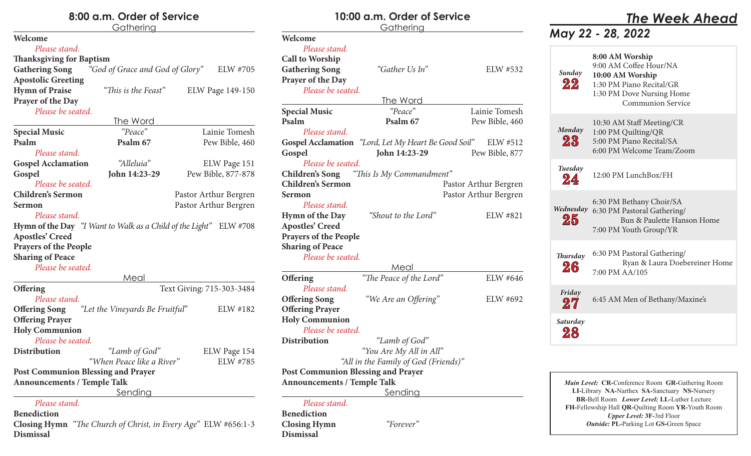## 8:00 a.m. Order of Service

### Gathering

**Welcome**
*Please stand.*
**Thanksgiving for Baptism**
**Gathering Song** *"God of Grace and God of Glory"* ELW #705
**Apostolic Greeting**
**Hymn of Praise** *"This is the Feast"* ELW Page 149-150
**Prayer of the Day**
*Please be seated.*

### The Word

**Special Music** *"Peace"* Lainie Tomesh
**Psalm** **Psalm 67** Pew Bible, 460
*Please stand.*
**Gospel Acclamation** *"Alleluia"* ELW Page 151
**Gospel** **John 14:23-29** Pew Bible, 877-878
*Please be seated.*
**Children's Sermon** Pastor Arthur Bergren
**Sermon** Pastor Arthur Bergren
*Please stand.*
**Hymn of the Day** *"I Want to Walk as a Child of the Light"* ELW #708
**Apostles' Creed**
**Prayers of the People**
**Sharing of Peace**
*Please be seated.*

### Meal

**Offering** Text Giving: 715-303-3484
*Please stand.*
**Offering Song** *"Let the Vineyards Be Fruitful"* ELW #182
**Offering Prayer**
**Holy Communion**
*Please be seated.*
**Distribution** *"Lamb of God"* ELW Page 154
*"When Peace like a River"* ELW #785
**Post Communion Blessing and Prayer**
**Announcements / Temple Talk**

### Sending

*Please stand.*
**Benediction**
**Closing Hymn** *"The Church of Christ, in Every Age"* ELW #656:1-3
**Dismissal**

## 10:00 a.m. Order of Service

### Gathering

**Welcome**
*Please stand.*
**Call to Worship**
**Gathering Song** *"Gather Us In"* ELW #532
**Prayer of the Day**
*Please be seated.*

### The Word

**Special Music** *"Peace"* Lainie Tomesh
**Psalm** **Psalm 67** Pew Bible, 460
*Please stand.*
**Gospel Acclamation** *"Lord, Let My Heart Be Good Soil"* ELW #512
**Gospel** **John 14:23-29** Pew Bible, 877
*Please be seated.*
**Children's Song** *"This Is My Commandment"*
**Children's Sermon** Pastor Arthur Bergren
**Sermon** Pastor Arthur Bergren
*Please stand.*
**Hymn of the Day** *"Shout to the Lord"* ELW #821
**Apostles' Creed**
**Prayers of the People**
**Sharing of Peace**
*Please be seated.*

### Meal

**Offering** *"The Peace of the Lord"* ELW #646
*Please stand.*
**Offering Song** *"We Are an Offering"* ELW #692
**Offering Prayer**
**Holy Communion**
*Please be seated.*
**Distribution** *"Lamb of God"*
*"You Are My All in All"*
*"All in the Family of God (Friends)"*
**Post Communion Blessing and Prayer**
**Announcements / Temple Talk**

### Sending

*Please stand.*
**Benediction**
**Closing Hymn** *"Forever"*
**Dismissal**

## *The Week Ahead*

### *May 22 - 28, 2022*

| Day | Events |
|---|---|
| *Sunday* **22** | **8:00 AM Worship**<br>9:00 AM Coffee Hour/NA<br>**10:00 AM Worship**<br>1:30 PM Piano Recital/GR<br>1:30 PM Dove Nursing Home Communion Service |
| *Monday* **23** | 10:30 AM Staff Meeting/CR<br>1:00 PM Quilting/QR<br>5:00 PM Piano Recital/SA<br>6:00 PM Welcome Team/Zoom |
| *Tuesday* **24** | 12:00 PM LunchBox/FH |
| *Wednesday* **25** | 6:30 PM Bethany Choir/SA<br>6:30 PM Pastoral Gathering/ Bun & Paulette Hanson Home<br>7:00 PM Youth Group/YR |
| *Thursday* **26** | 6:30 PM Pastoral Gathering/ Ryan & Laura Doebereiner Home<br>7:00 PM AA/105 |
| *Friday* **27** | 6:45 AM Men of Bethany/Maxine's |
| *Saturday* **28** | |

*Main Level:* **CR-**Conference Room **GR-**Gathering Room **LI-**Library **NA-**Narthex **SA-**Sanctuary **NS-**Nursery **BR-**Bell Room *Lower Level:* **LL-**Luther Lecture **FH-**Fellowship Hall **QR-**Quilting Room **YR-**Youth Room *Upper Level:* **3F-**3rd Floor *Outside:* **PL-**Parking Lot **GS-**Green Space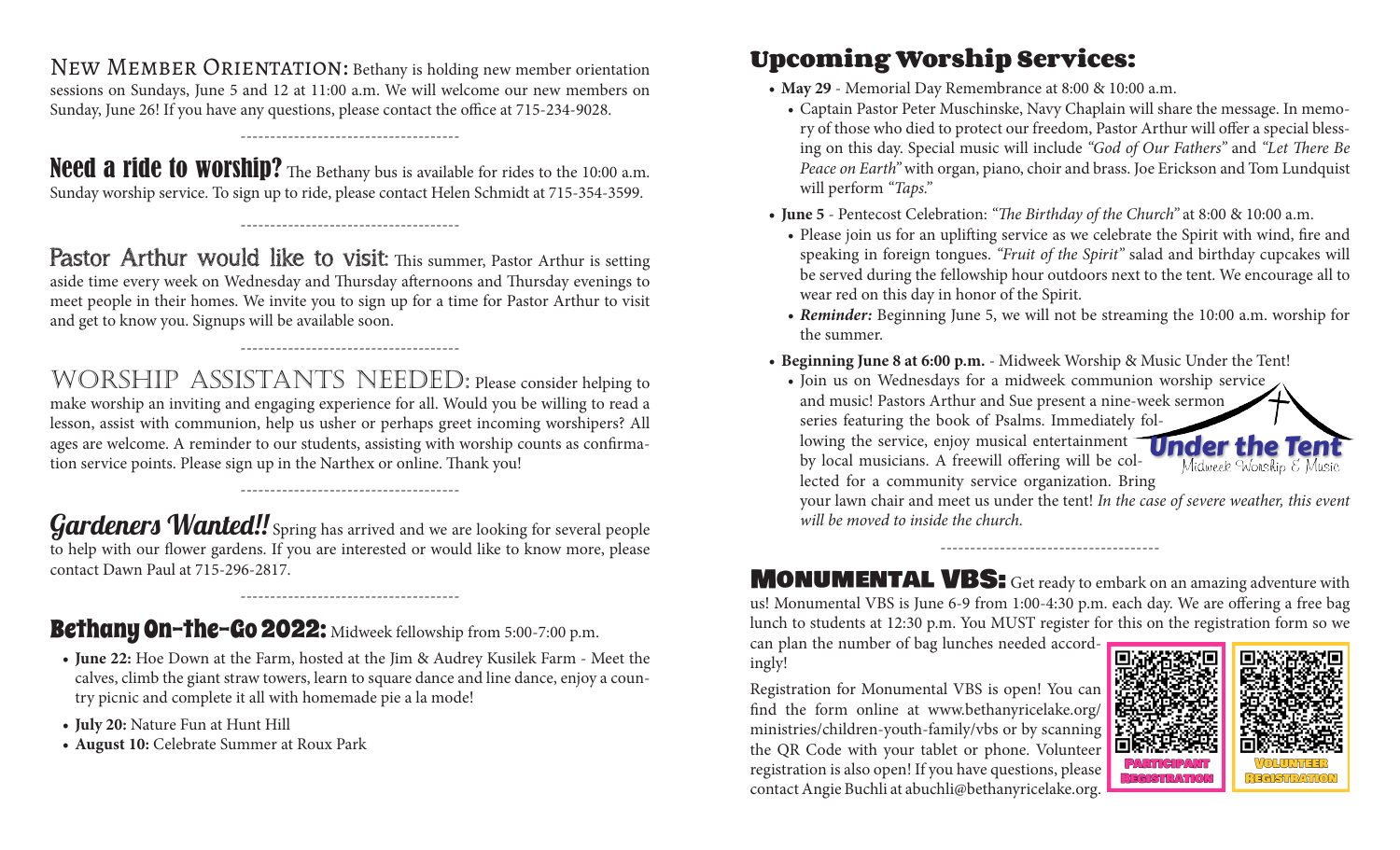**New Member Orientation:** Bethany is holding new member orientation sessions on Sundays, June 5 and 12 at 11:00 a.m. We will welcome our new members on Sunday, June 26! If you have any questions, please contact the office at 715-234-9028.

-------------------------------------

**Need a ride to worship?** The Bethany bus is available for rides to the 10:00 a.m. Sunday worship service. To sign up to ride, please contact Helen Schmidt at 715-354-3599.

-------------------------------------

**Pastor Arthur would like to visit:** This summer, Pastor Arthur is setting aside time every week on Wednesday and Thursday afternoons and Thursday evenings to meet people in their homes. We invite you to sign up for a time for Pastor Arthur to visit and get to know you. Signups will be available soon.

-------------------------------------

**Worship Assistants Needed:** Please consider helping to make worship an inviting and engaging experience for all. Would you be willing to read a lesson, assist with communion, help us usher or perhaps greet incoming worshipers? All ages are welcome. A reminder to our students, assisting with worship counts as confirmation service points. Please sign up in the Narthex or online. Thank you!

-------------------------------------

**Gardeners Wanted!!** Spring has arrived and we are looking for several people to help with our flower gardens. If you are interested or would like to know more, please contact Dawn Paul at 715-296-2817.

-------------------------------------

## Bethany On-the-Go 2022: Midweek fellowship from 5:00-7:00 p.m.

- **June 22:** Hoe Down at the Farm, hosted at the Jim & Audrey Kusilek Farm - Meet the calves, climb the giant straw towers, learn to square dance and line dance, enjoy a country picnic and complete it all with homemade pie a la mode!
- **July 20:** Nature Fun at Hunt Hill
- **August 10:** Celebrate Summer at Roux Park

## Upcoming Worship Services:

- **May 29** - Memorial Day Remembrance at 8:00 & 10:00 a.m.
  - Captain Pastor Peter Muschinske, Navy Chaplain will share the message. In memory of those who died to protect our freedom, Pastor Arthur will offer a special blessing on this day. Special music will include *"God of Our Fathers"* and *"Let There Be Peace on Earth"* with organ, piano, choir and brass. Joe Erickson and Tom Lundquist will perform *"Taps."*
- **June 5** - Pentecost Celebration: *"The Birthday of the Church"* at 8:00 & 10:00 a.m.
  - Please join us for an uplifting service as we celebrate the Spirit with wind, fire and speaking in foreign tongues. *"Fruit of the Spirit"* salad and birthday cupcakes will be served during the fellowship hour outdoors next to the tent. We encourage all to wear red on this day in honor of the Spirit.
  - ***Reminder:*** Beginning June 5, we will not be streaming the 10:00 a.m. worship for the summer.
- **Beginning June 8 at 6:00 p.m.** - Midweek Worship & Music Under the Tent!
  - Join us on Wednesdays for a midweek communion worship service and music! Pastors Arthur and Sue present a nine-week sermon series featuring the book of Psalms. Immediately following the service, enjoy musical entertainment by local musicians. A freewill offering will be collected for a community service organization. Bring your lawn chair and meet us under the tent! *In the case of severe weather, this event will be moved to inside the church.*

Under the Tent
Midweek Worship & Music

-------------------------------------

**Monumental VBS:** Get ready to embark on an amazing adventure with us! Monumental VBS is June 6-9 from 1:00-4:30 p.m. each day. We are offering a free bag lunch to students at 12:30 p.m. You MUST register for this on the registration form so we can plan the number of bag lunches needed accordingly!

Registration for Monumental VBS is open! You can find the form online at www.bethanyricelake.org/ministries/children-youth-family/vbs or by scanning the QR Code with your tablet or phone. Volunteer registration is also open! If you have questions, please contact Angie Buchli at abuchli@bethanyricelake.org.

Participant Registration

Volunteer Registration